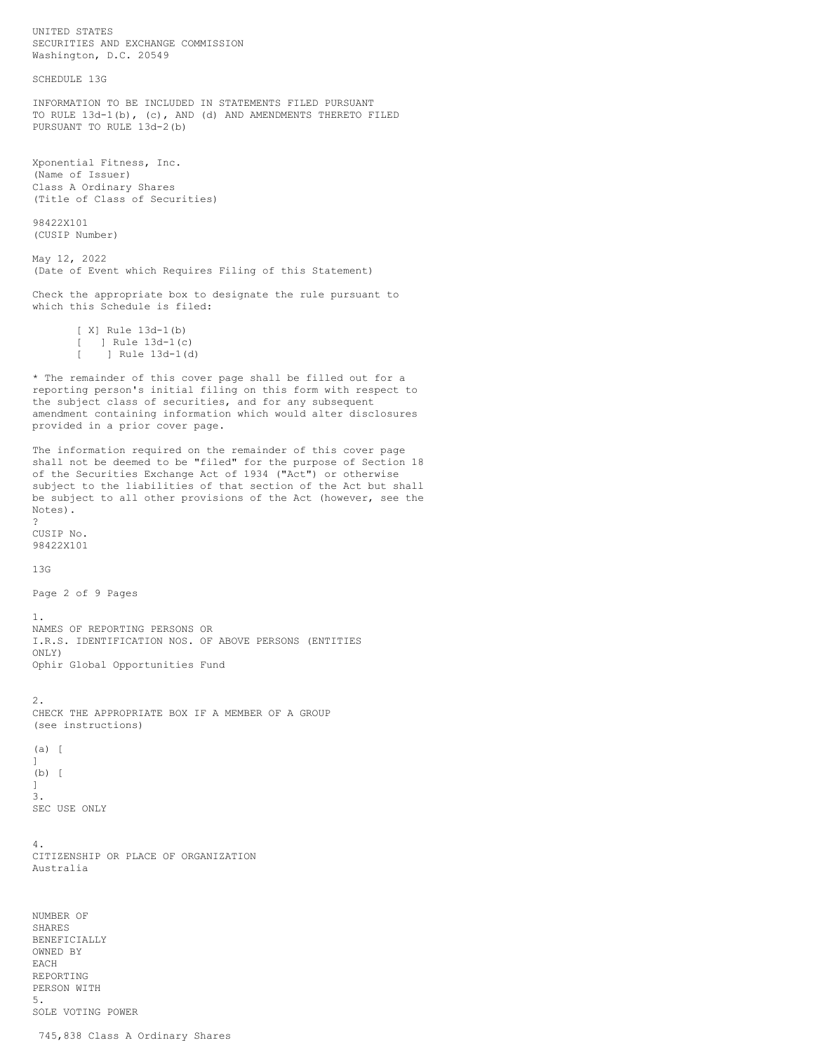UNITED STATES
SECURITIES AND EXCHANGE COMMISSION
Washington, D.C. 20549

SCHEDULE 13G

INFORMATION TO BE INCLUDED IN STATEMENTS FILED PURSUANT TO RULE 13d-1(b), (c), AND (d) AND AMENDMENTS THERETO FILED PURSUANT TO RULE 13d-2(b)

Xponential Fitness, Inc.
(Name of Issuer)

Class A Ordinary Shares
(Title of Class of Securities)

98422X101
(CUSIP Number)

May 12, 2022
(Date of Event which Requires Filing of this Statement)

Check the appropriate box to designate the rule pursuant to which this Schedule is filed:

[ X] Rule 13d-1(b)
[  ] Rule 13d-1(c)
[  ] Rule 13d-1(d)

* The remainder of this cover page shall be filled out for a reporting person's initial filing on this form with respect to the subject class of securities, and for any subsequent amendment containing information which would alter disclosures provided in a prior cover page.

The information required on the remainder of this cover page shall not be deemed to be "filed" for the purpose of Section 18 of the Securities Exchange Act of 1934 ("Act") or otherwise subject to the liabilities of that section of the Act but shall be subject to all other provisions of the Act (however, see the Notes).

CUSIP No.
98422X101

13G

1.
NAMES OF REPORTING PERSONS OR
I.R.S. IDENTIFICATION NOS. OF ABOVE PERSONS (ENTITIES ONLY)
Ophir Global Opportunities Fund

2.
CHECK THE APPROPRIATE BOX IF A MEMBER OF A GROUP
(see instructions)

(a) [ ]
(b) [ ]

3.
SEC USE ONLY

4.
CITIZENSHIP OR PLACE OF ORGANIZATION
Australia

NUMBER OF SHARES BENEFICIALLY OWNED BY EACH REPORTING PERSON WITH

5.
SOLE VOTING POWER

745,838 Class A Ordinary Shares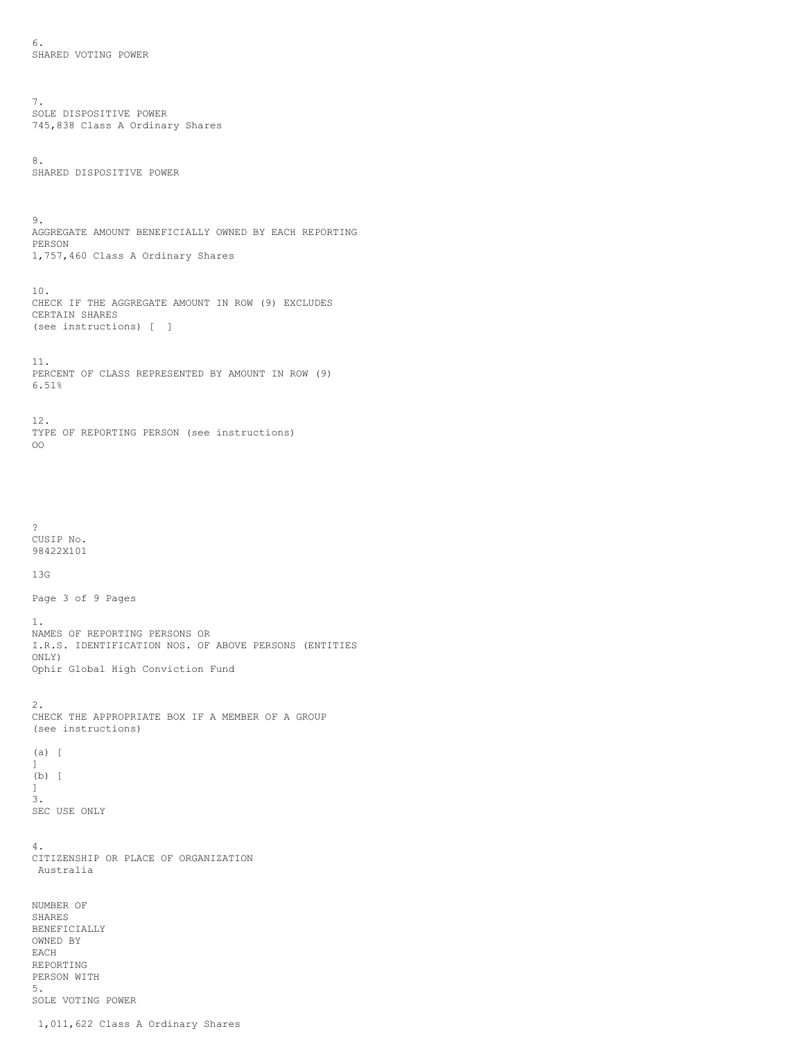6.
SHARED VOTING POWER

7.
SOLE DISPOSITIVE POWER
745,838 Class A Ordinary Shares

8.
SHARED DISPOSITIVE POWER

9.
AGGREGATE AMOUNT BENEFICIALLY OWNED BY EACH REPORTING PERSON
1,757,460 Class A Ordinary Shares

10.
CHECK IF THE AGGREGATE AMOUNT IN ROW (9) EXCLUDES CERTAIN SHARES
(see instructions) [ ]

11.
PERCENT OF CLASS REPRESENTED BY AMOUNT IN ROW (9)
6.51%

12.
TYPE OF REPORTING PERSON (see instructions)
OO

?
CUSIP No.
98422X101

13G

1.
NAMES OF REPORTING PERSONS OR
I.R.S. IDENTIFICATION NOS. OF ABOVE PERSONS (ENTITIES ONLY)
Ophir Global High Conviction Fund

2.
CHECK THE APPROPRIATE BOX IF A MEMBER OF A GROUP
(see instructions)

(a) [ ]
(b) [ ]

3.
SEC USE ONLY

4.
CITIZENSHIP OR PLACE OF ORGANIZATION
Australia

NUMBER OF SHARES BENEFICIALLY OWNED BY EACH REPORTING PERSON WITH

5.
SOLE VOTING POWER

1,011,622 Class A Ordinary Shares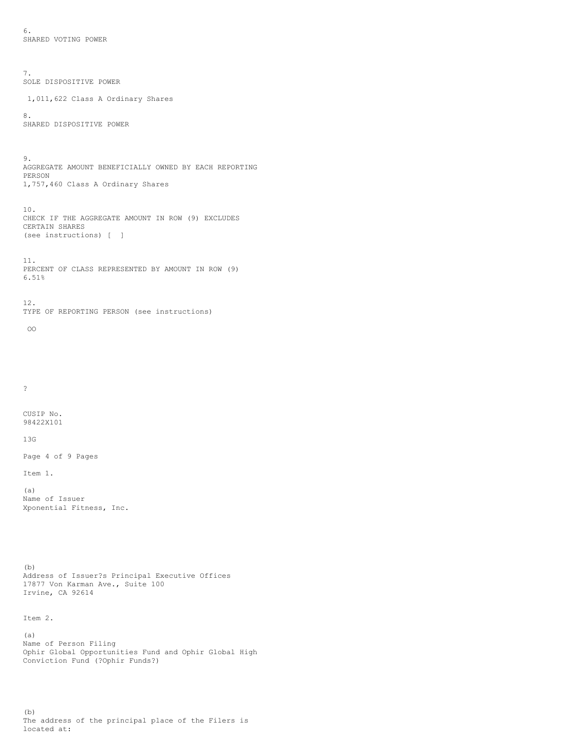6.
SHARED VOTING POWER

7.
SOLE DISPOSITIVE POWER

1,011,622 Class A Ordinary Shares

8.
SHARED DISPOSITIVE POWER

9.
AGGREGATE AMOUNT BENEFICIALLY OWNED BY EACH REPORTING PERSON
1,757,460 Class A Ordinary Shares

10.
CHECK IF THE AGGREGATE AMOUNT IN ROW (9) EXCLUDES CERTAIN SHARES
(see instructions) [ ]

11.
PERCENT OF CLASS REPRESENTED BY AMOUNT IN ROW (9)
6.51%

12.
TYPE OF REPORTING PERSON (see instructions)

OO

?

CUSIP No.
98422X101

13G

Item 1.

(a)
Name of Issuer
Xponential Fitness, Inc.

(b)
Address of Issuer?s Principal Executive Offices
17877 Von Karman Ave., Suite 100
Irvine, CA 92614

Item 2.

(a)
Name of Person Filing
Ophir Global Opportunities Fund and Ophir Global High Conviction Fund (?Ophir Funds?)

(b)
The address of the principal place of the Filers is located at: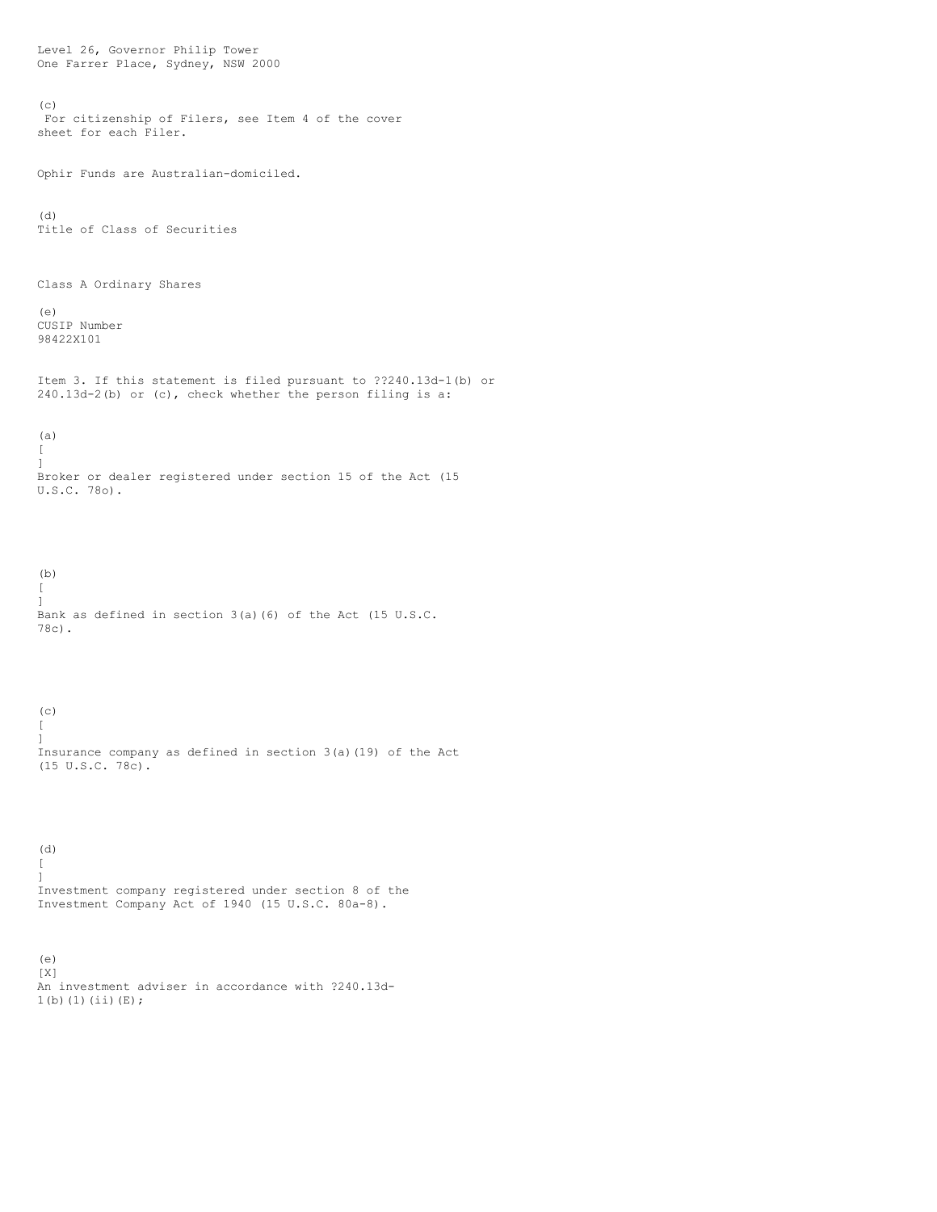Level 26, Governor Philip Tower
One Farrer Place, Sydney, NSW 2000

(c)
For citizenship of Filers, see Item 4 of the cover sheet for each Filer.

Ophir Funds are Australian-domiciled.

(d)
Title of Class of Securities

Class A Ordinary Shares

(e)
CUSIP Number
98422X101

Item 3. If this statement is filed pursuant to ??240.13d-1(b) or 240.13d-2(b) or (c), check whether the person filing is a:

(a)
[ ]
Broker or dealer registered under section 15 of the Act (15 U.S.C. 78o).

(b)
[ ]
Bank as defined in section 3(a)(6) of the Act (15 U.S.C. 78c).

(c)
[ ]
Insurance company as defined in section 3(a)(19) of the Act (15 U.S.C. 78c).

(d)
[ ]
Investment company registered under section 8 of the Investment Company Act of 1940 (15 U.S.C. 80a-8).

(e)
[X]
An investment adviser in accordance with ?240.13d-1(b)(1)(ii)(E);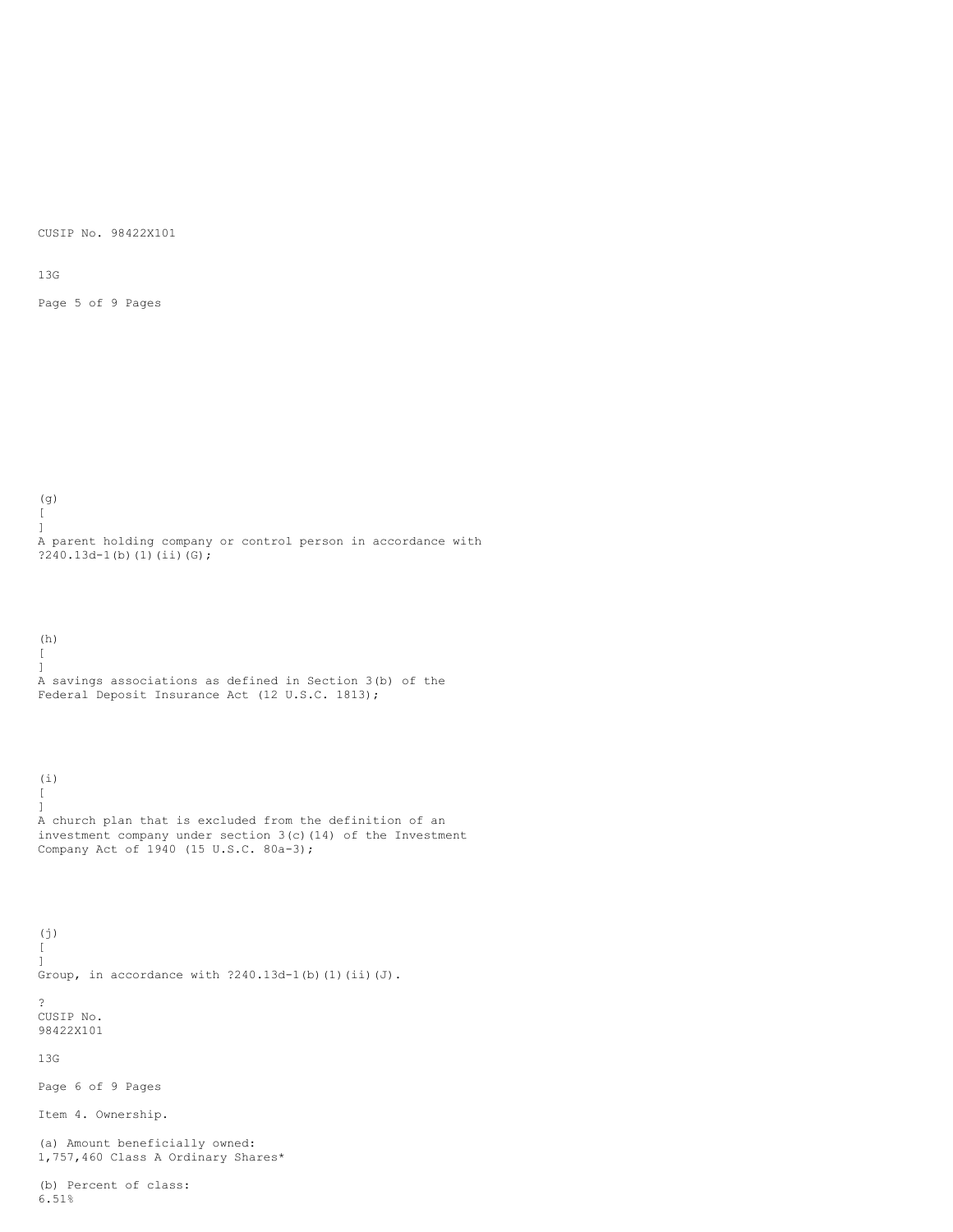(g) [ ] A parent holding company or control person in accordance with ?240.13d-1(b)(1)(ii)(G);

(h) [ ] A savings associations as defined in Section 3(b) of the Federal Deposit Insurance Act (12 U.S.C. 1813);

(i) [ ] A church plan that is excluded from the definition of an investment company under section 3(c)(14) of the Investment Company Act of 1940 (15 U.S.C. 80a-3);

(j) [ ] Group, in accordance with ?240.13d-1(b)(1)(ii)(J).

Item 4. Ownership.

(a) Amount beneficially owned:
1,757,460 Class A Ordinary Shares*

(b) Percent of class:
6.51%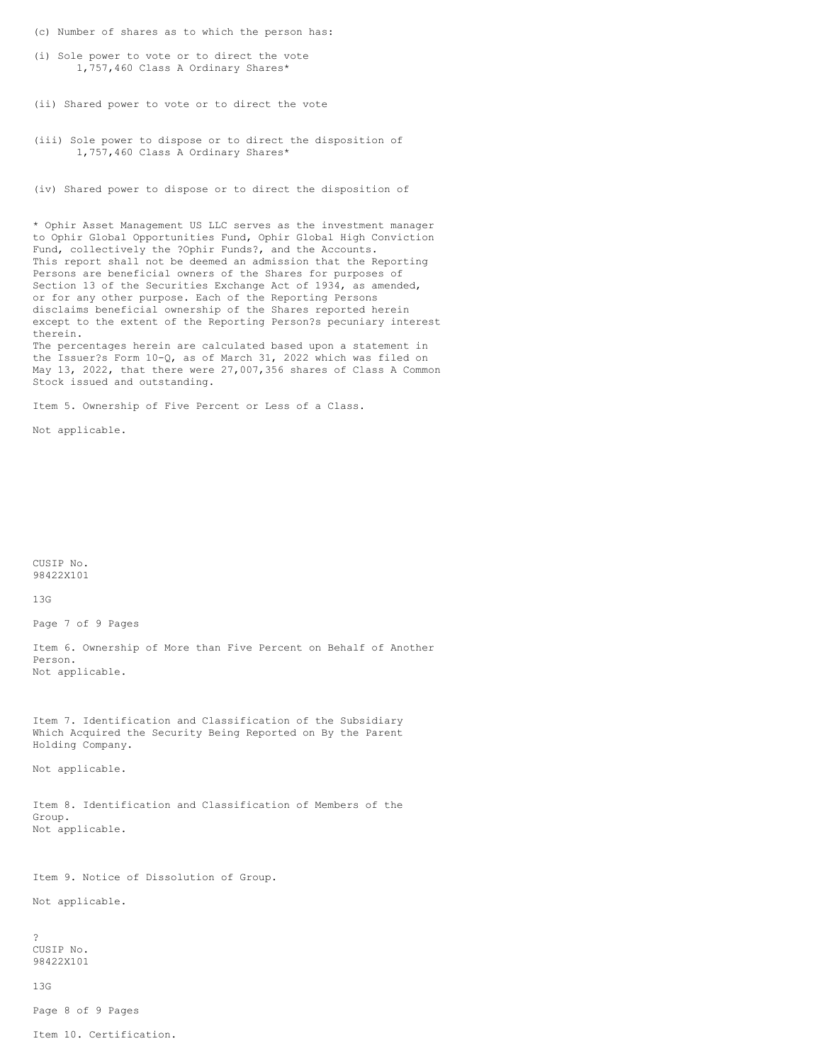(c) Number of shares as to which the person has:

(i) Sole power to vote or to direct the vote
1,757,460 Class A Ordinary Shares*

(ii) Shared power to vote or to direct the vote

(iii) Sole power to dispose or to direct the disposition of
1,757,460 Class A Ordinary Shares*

(iv) Shared power to dispose or to direct the disposition of

* Ophir Asset Management US LLC serves as the investment manager to Ophir Global Opportunities Fund, Ophir Global High Conviction Fund, collectively the ?Ophir Funds?, and the Accounts. This report shall not be deemed an admission that the Reporting Persons are beneficial owners of the Shares for purposes of Section 13 of the Securities Exchange Act of 1934, as amended, or for any other purpose. Each of the Reporting Persons disclaims beneficial ownership of the Shares reported herein except to the extent of the Reporting Person?s pecuniary interest therein.
The percentages herein are calculated based upon a statement in the Issuer?s Form 10-Q, as of March 31, 2022 which was filed on May 13, 2022, that there were 27,007,356 shares of Class A Common Stock issued and outstanding.

Item 5. Ownership of Five Percent or Less of a Class.

Not applicable.

CUSIP No.
98422X101

13G

Item 6. Ownership of More than Five Percent on Behalf of Another Person.
Not applicable.

Item 7. Identification and Classification of the Subsidiary Which Acquired the Security Being Reported on By the Parent Holding Company.

Not applicable.

Item 8. Identification and Classification of Members of the Group.
Not applicable.

Item 9. Notice of Dissolution of Group.

Not applicable.

?
CUSIP No.
98422X101

13G

Item 10. Certification.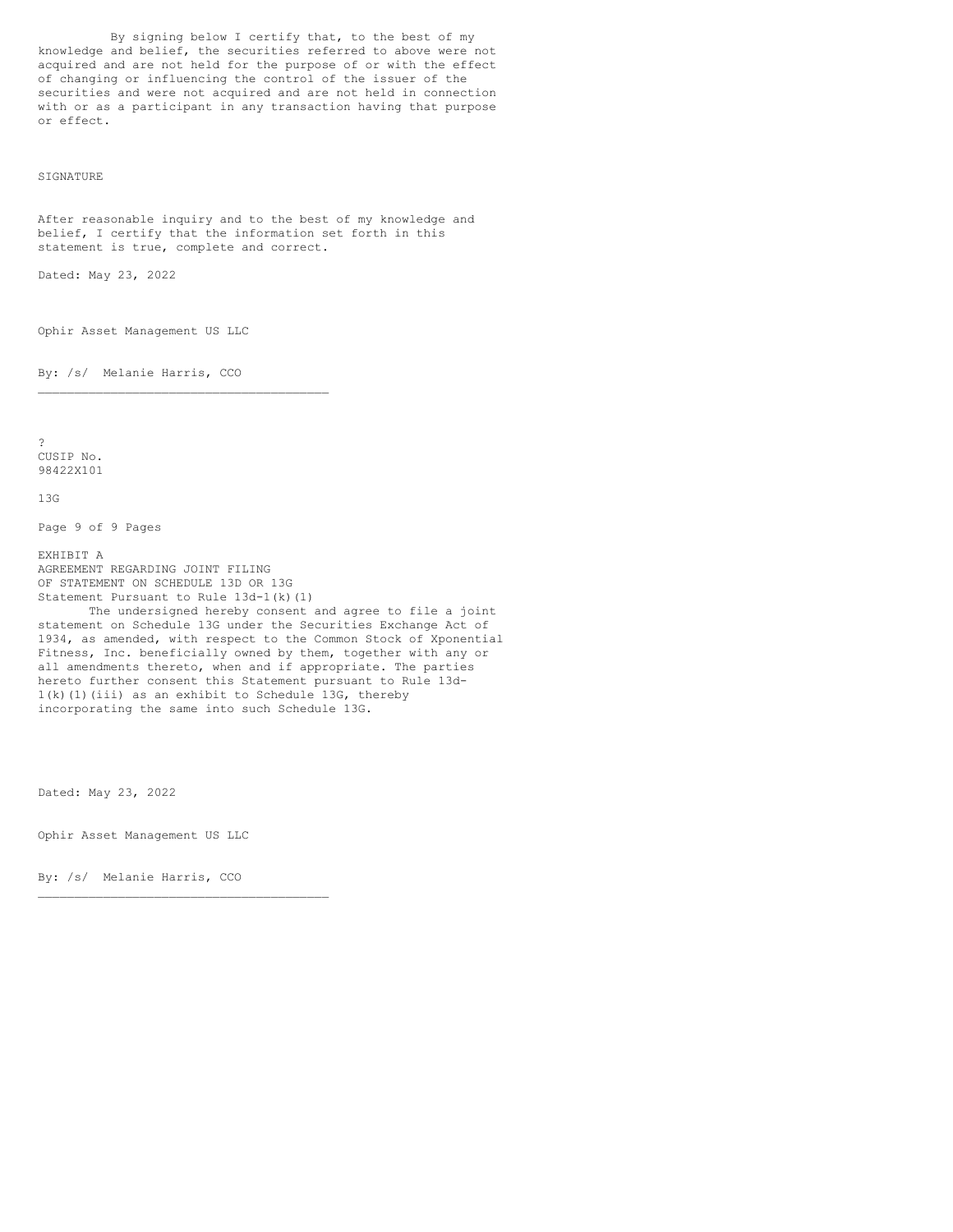By signing below I certify that, to the best of my knowledge and belief, the securities referred to above were not acquired and are not held for the purpose of or with the effect of changing or influencing the control of the issuer of the securities and were not acquired and are not held in connection with or as a participant in any transaction having that purpose or effect.

SIGNATURE

After reasonable inquiry and to the best of my knowledge and belief, I certify that the information set forth in this statement is true, complete and correct.

Dated: May 23, 2022

Ophir Asset Management US LLC

By: /s/ Melanie Harris, CCO

?
CUSIP No.
98422X101

13G

EXHIBIT A
AGREEMENT REGARDING JOINT FILING
OF STATEMENT ON SCHEDULE 13D OR 13G
Statement Pursuant to Rule 13d-1(k)(1)

The undersigned hereby consent and agree to file a joint statement on Schedule 13G under the Securities Exchange Act of 1934, as amended, with respect to the Common Stock of Xponential Fitness, Inc. beneficially owned by them, together with any or all amendments thereto, when and if appropriate. The parties hereto further consent this Statement pursuant to Rule 13d-1(k)(1)(iii) as an exhibit to Schedule 13G, thereby incorporating the same into such Schedule 13G.

Dated: May 23, 2022

Ophir Asset Management US LLC

By: /s/ Melanie Harris, CCO